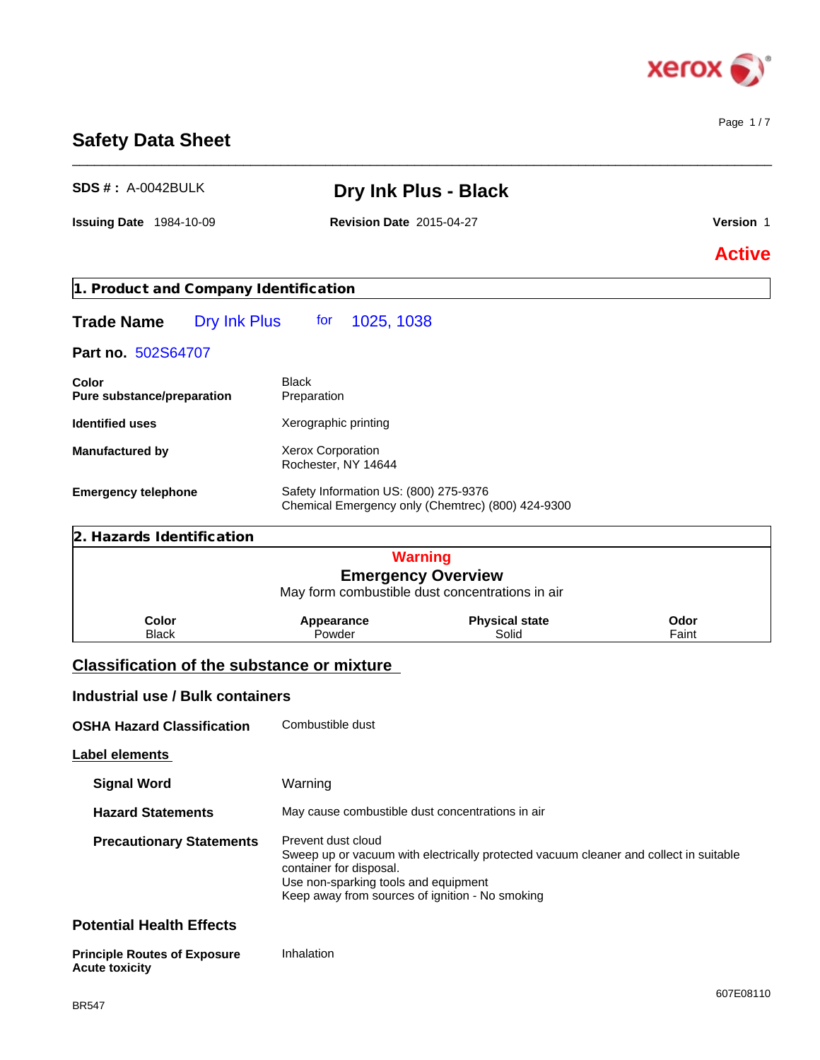# Safety Data Sheet

**SDS # :** A-0042BULK

## Dry Ink Plus - Black

**Issuing Date** 1984-10-09 **Revision Date** 2015-04-27 **Version** 1

**Active**

## 1. Product and Company Identification

**Trade Name** Dry Ink Plus for 1025, 1038

**Part no.** 502S64707

| | |
|---|---|
| **Color** | Black |
| **Pure substance/preparation** | Preparation |
| **Identified uses** | Xerographic printing |
| **Manufactured by** | Xerox Corporation<br>Rochester, NY 14644 |
| **Emergency telephone** | Safety Information US: (800) 275-9376<br>Chemical Emergency only (Chemtrec) (800) 424-9300 |

## 2. Hazards Identification

**Warning**

**Emergency Overview**

May form combustible dust concentrations in air

| Color | Appearance | Physical state | Odor |
|---|---|---|---|
| Black | Powder | Solid | Faint |

### Classification of the substance or mixture

### Industrial use / Bulk containers

**OSHA Hazard Classification** Combustible dust

#### Label elements

**Signal Word** Warning

**Hazard Statements** May cause combustible dust concentrations in air

**Precautionary Statements**
Prevent dust cloud
Sweep up or vacuum with electrically protected vacuum cleaner and collect in suitable container for disposal.
Use non-sparking tools and equipment
Keep away from sources of ignition - No smoking

### Potential Health Effects

**Principle Routes of Exposure** Inhalation

**Acute toxicity**

607E08110

BR547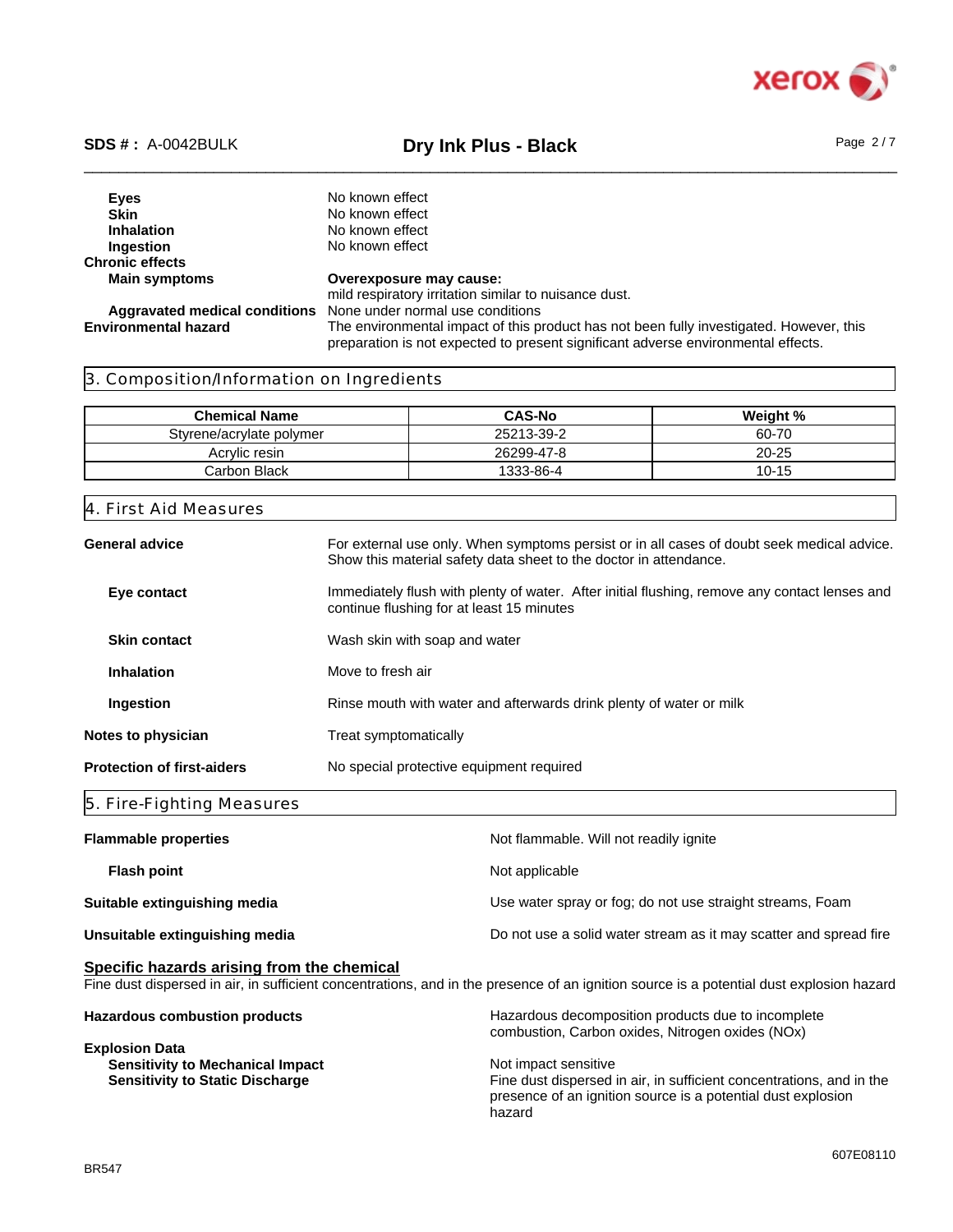**Eyes** No known effect
**Skin** No known effect
**Inhalation** No known effect
**Ingestion** No known effect

**Chronic effects**

**Main symptoms** **Overexposure may cause:**
mild respiratory irritation similar to nuisance dust.

**Aggravated medical conditions** None under normal use conditions

**Environmental hazard** The environmental impact of this product has not been fully investigated. However, this preparation is not expected to present significant adverse environmental effects.

## 3. Composition/Information on Ingredients

| Chemical Name | CAS-No | Weight % |
|---|---|---|
| Styrene/acrylate polymer | 25213-39-2 | 60-70 |
| Acrylic resin | 26299-47-8 | 20-25 |
| Carbon Black | 1333-86-4 | 10-15 |

## 4. First Aid Measures

**General advice** For external use only. When symptoms persist or in all cases of doubt seek medical advice. Show this material safety data sheet to the doctor in attendance.

**Eye contact** Immediately flush with plenty of water. After initial flushing, remove any contact lenses and continue flushing for at least 15 minutes

**Skin contact** Wash skin with soap and water

**Inhalation** Move to fresh air

**Ingestion** Rinse mouth with water and afterwards drink plenty of water or milk

**Notes to physician** Treat symptomatically

**Protection of first-aiders** No special protective equipment required

## 5. Fire-Fighting Measures

**Flammable properties** Not flammable. Will not readily ignite

**Flash point** Not applicable

**Suitable extinguishing media** Use water spray or fog; do not use straight streams, Foam

**Unsuitable extinguishing media** Do not use a solid water stream as it may scatter and spread fire

**Specific hazards arising from the chemical**
Fine dust dispersed in air, in sufficient concentrations, and in the presence of an ignition source is a potential dust explosion hazard

**Hazardous combustion products** Hazardous decomposition products due to incomplete combustion, Carbon oxides, Nitrogen oxides (NOx)

**Explosion Data**
**Sensitivity to Mechanical Impact** Not impact sensitive
**Sensitivity to Static Discharge** Fine dust dispersed in air, in sufficient concentrations, and in the presence of an ignition source is a potential dust explosion hazard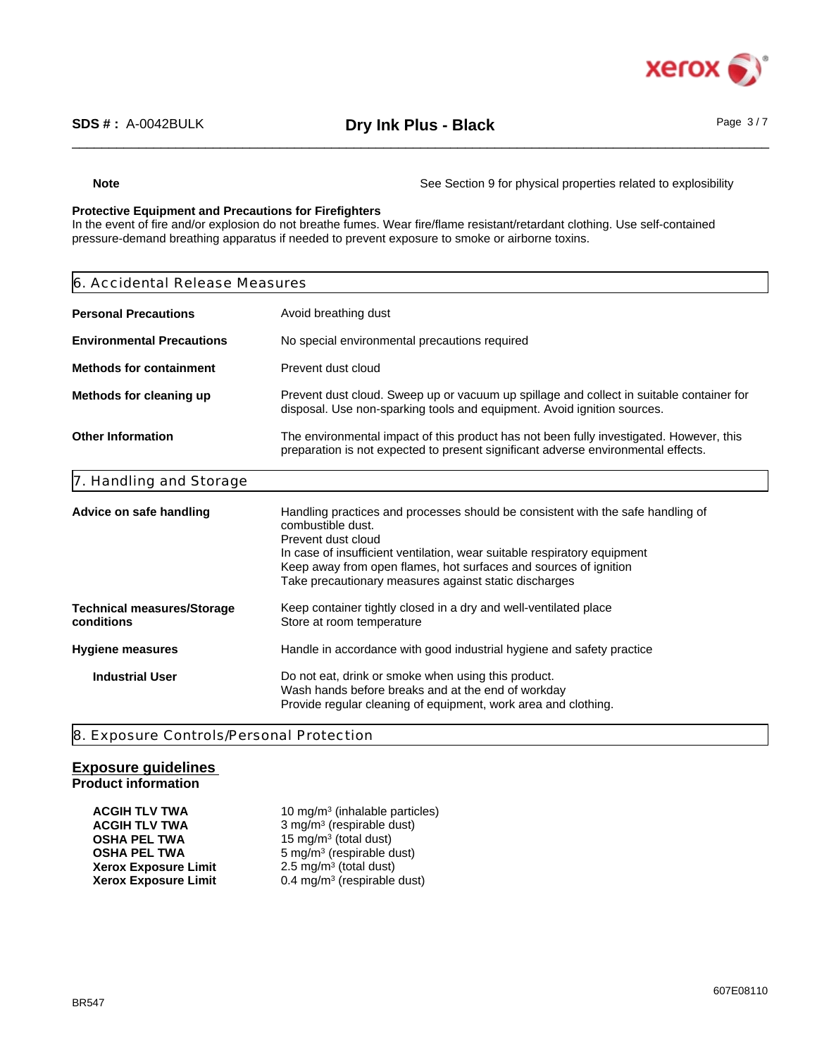**Note** See Section 9 for physical properties related to explosibility

**Protective Equipment and Precautions for Firefighters**
In the event of fire and/or explosion do not breathe fumes. Wear fire/flame resistant/retardant clothing. Use self-contained pressure-demand breathing apparatus if needed to prevent exposure to smoke or airborne toxins.

## 6. Accidental Release Measures

| | |
|---|---|
| **Personal Precautions** | Avoid breathing dust |
| **Environmental Precautions** | No special environmental precautions required |
| **Methods for containment** | Prevent dust cloud |
| **Methods for cleaning up** | Prevent dust cloud. Sweep up or vacuum up spillage and collect in suitable container for disposal. Use non-sparking tools and equipment. Avoid ignition sources. |
| **Other Information** | The environmental impact of this product has not been fully investigated. However, this preparation is not expected to present significant adverse environmental effects. |

## 7. Handling and Storage

| | |
|---|---|
| **Advice on safe handling** | Handling practices and processes should be consistent with the safe handling of combustible dust.<br>Prevent dust cloud<br>In case of insufficient ventilation, wear suitable respiratory equipment<br>Keep away from open flames, hot surfaces and sources of ignition<br>Take precautionary measures against static discharges |
| **Technical measures/Storage conditions** | Keep container tightly closed in a dry and well-ventilated place<br>Store at room temperature |
| **Hygiene measures** | Handle in accordance with good industrial hygiene and safety practice |
| **Industrial User** | Do not eat, drink or smoke when using this product.<br>Wash hands before breaks and at the end of workday<br>Provide regular cleaning of equipment, work area and clothing. |

## 8. Exposure Controls/Personal Protection

### Exposure guidelines

**Product information**

| | |
|---|---|
| **ACGIH TLV TWA** | 10 mg/m$^3$ (inhalable particles) |
| **ACGIH TLV TWA** | 3 mg/m$^3$ (respirable dust) |
| **OSHA PEL TWA** | 15 mg/m$^3$ (total dust) |
| **OSHA PEL TWA** | 5 mg/m$^3$ (respirable dust) |
| **Xerox Exposure Limit** | 2.5 mg/m$^3$ (total dust) |
| **Xerox Exposure Limit** | 0.4 mg/m$^3$ (respirable dust) |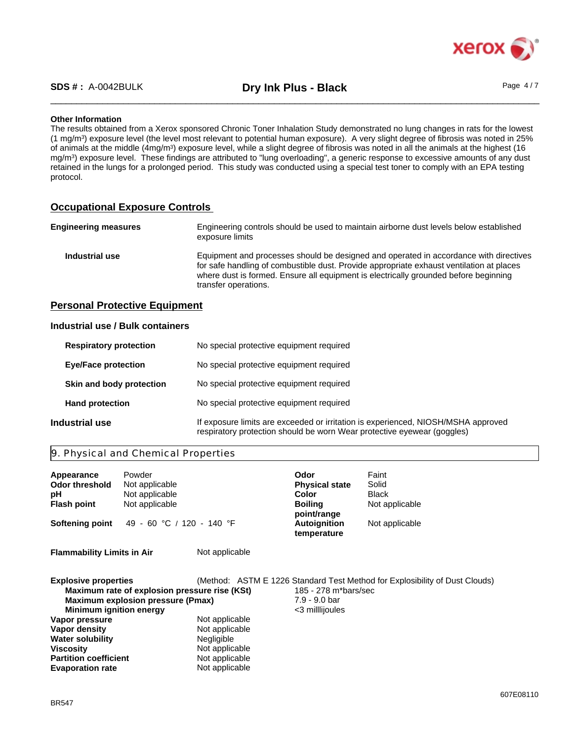**Other Information**

The results obtained from a Xerox sponsored Chronic Toner Inhalation Study demonstrated no lung changes in rats for the lowest (1 $mg/m^3$) exposure level (the level most relevant to potential human exposure). A very slight degree of fibrosis was noted in 25% of animals at the middle (4$mg/m^3$) exposure level, while a slight degree of fibrosis was noted in all the animals at the highest (16 $mg/m^3$) exposure level. These findings are attributed to "lung overloading", a generic response to excessive amounts of any dust retained in the lungs for a prolonged period. This study was conducted using a special test toner to comply with an EPA testing protocol.

## Occupational Exposure Controls

**Engineering measures** — Engineering controls should be used to maintain airborne dust levels below established exposure limits

**Industrial use** — Equipment and processes should be designed and operated in accordance with directives for safe handling of combustible dust. Provide appropriate exhaust ventilation at places where dust is formed. Ensure all equipment is electrically grounded before beginning transfer operations.

## Personal Protective Equipment

### Industrial use / Bulk containers

**Respiratory protection** — No special protective equipment required

**Eye/Face protection** — No special protective equipment required

**Skin and body protection** — No special protective equipment required

**Hand protection** — No special protective equipment required

**Industrial use** — If exposure limits are exceeded or irritation is experienced, NIOSH/MSHA approved respiratory protection should be worn Wear protective eyewear (goggles)

## 9. Physical and Chemical Properties

| Property | Value | Property | Value |
|---|---|---|---|
| **Appearance** | Powder | **Odor** | Faint |
| **Odor threshold** | Not applicable | **Physical state** | Solid |
| **pH** | Not applicable | **Color** | Black |
| **Flash point** | Not applicable | **Boiling point/range** | Not applicable |
| **Softening point** | 49 - 60 °C / 120 - 140 °F | **Autoignition temperature** | Not applicable |

**Flammability Limits in Air** — Not applicable

**Explosive properties** — (Method: ASTM E 1226 Standard Test Method for Explosibility of Dust Clouds)

| Property | Value |
|---|---|
| **Maximum rate of explosion pressure rise (KSt)** | 185 - 278 m*bars/sec |
| **Maximum explosion pressure (Pmax)** | 7.9 - 9.0 bar |
| **Minimum ignition energy** | <3 milllijoules |
| **Vapor pressure** | Not applicable |
| **Vapor density** | Not applicable |
| **Water solubility** | Negligible |
| **Viscosity** | Not applicable |
| **Partition coefficient** | Not applicable |
| **Evaporation rate** | Not applicable |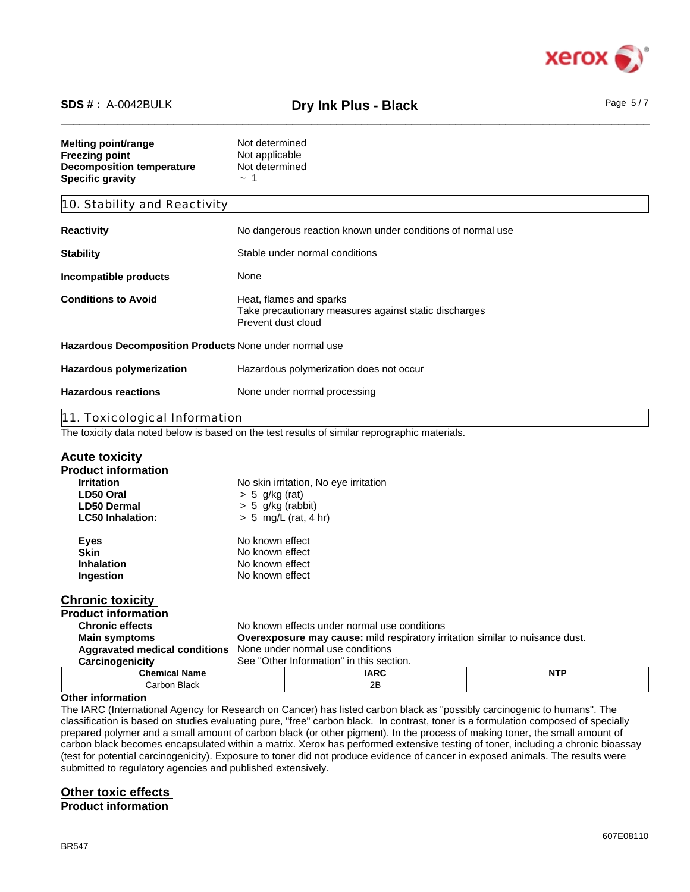| | |
|---|---|
| **Melting point/range** | Not determined |
| **Freezing point** | Not applicable |
| **Decomposition temperature** | Not determined |
| **Specific gravity** | ~ 1 |

## 10. Stability and Reactivity

| | |
|---|---|
| **Reactivity** | No dangerous reaction known under conditions of normal use |
| **Stability** | Stable under normal conditions |
| **Incompatible products** | None |
| **Conditions to Avoid** | Heat, flames and sparks<br>Take precautionary measures against static discharges<br>Prevent dust cloud |
| **Hazardous Decomposition Products** | None under normal use |
| **Hazardous polymerization** | Hazardous polymerization does not occur |
| **Hazardous reactions** | None under normal processing |

## 11. Toxicological Information

The toxicity data noted below is based on the test results of similar reprographic materials.

### Acute toxicity

**Product information**

| | |
|---|---|
| **Irritation** | No skin irritation, No eye irritation |
| **LD50 Oral** | > 5 g/kg (rat) |
| **LD50 Dermal** | > 5 g/kg (rabbit) |
| **LC50 Inhalation:** | > 5 mg/L (rat, 4 hr) |

| | |
|---|---|
| **Eyes** | No known effect |
| **Skin** | No known effect |
| **Inhalation** | No known effect |
| **Ingestion** | No known effect |

### Chronic toxicity

**Product information**

| | |
|---|---|
| **Chronic effects** | No known effects under normal use conditions |
| **Main symptoms** | **Overexposure may cause:** mild respiratory irritation similar to nuisance dust. |
| **Aggravated medical conditions** | None under normal use conditions |
| **Carcinogenicity** | See "Other Information" in this section. |

| Chemical Name | IARC | NTP |
|---|---|---|
| Carbon Black | 2B | |

**Other information**

The IARC (International Agency for Research on Cancer) has listed carbon black as "possibly carcinogenic to humans". The classification is based on studies evaluating pure, "free" carbon black. In contrast, toner is a formulation composed of specially prepared polymer and a small amount of carbon black (or other pigment). In the process of making toner, the small amount of carbon black becomes encapsulated within a matrix. Xerox has performed extensive testing of toner, including a chronic bioassay (test for potential carcinogenicity). Exposure to toner did not produce evidence of cancer in exposed animals. The results were submitted to regulatory agencies and published extensively.

### Other toxic effects

**Product information**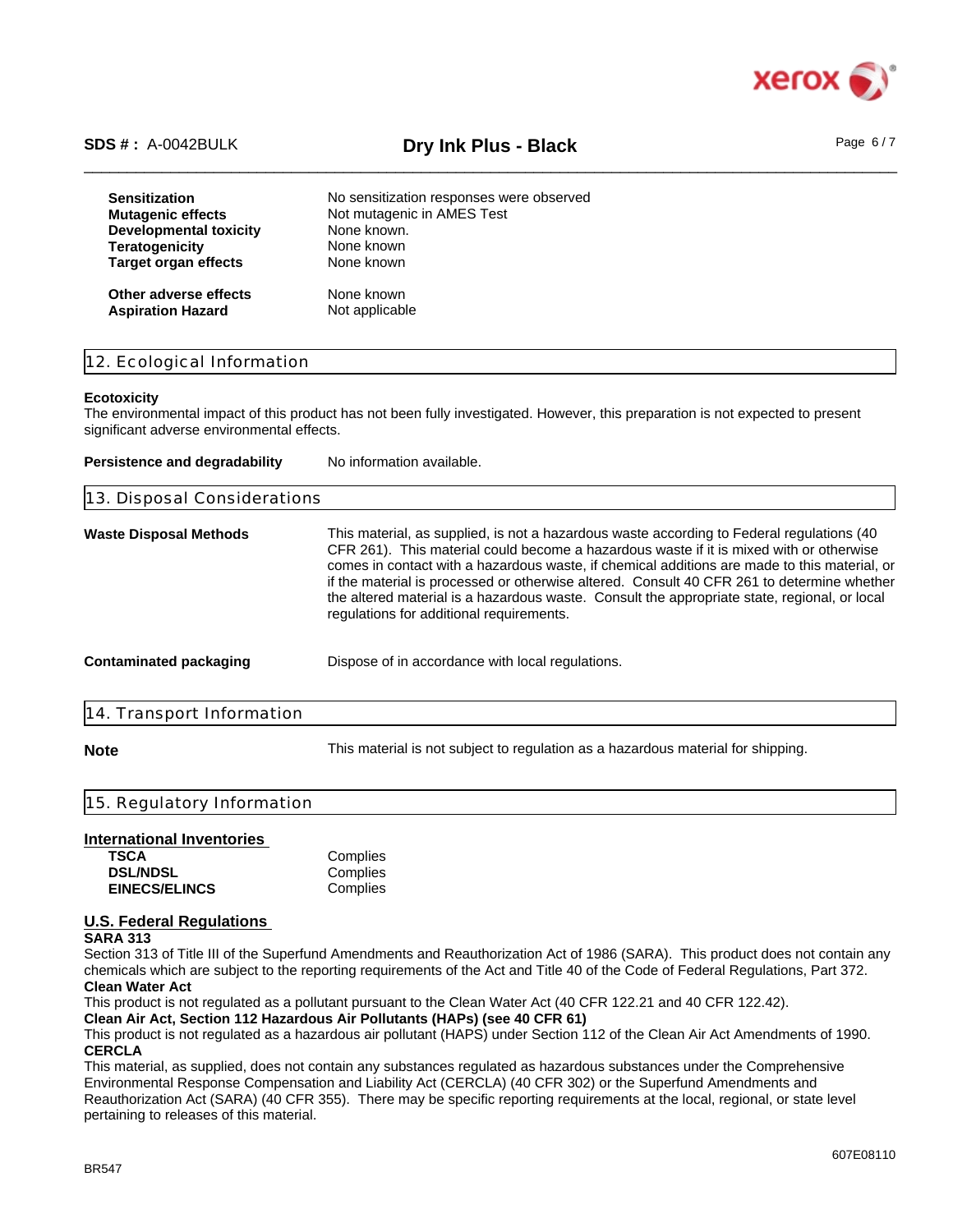| | |
|---|---|
| **Sensitization** | No sensitization responses were observed |
| **Mutagenic effects** | Not mutagenic in AMES Test |
| **Developmental toxicity** | None known. |
| **Teratogenicity** | None known |
| **Target organ effects** | None known |
| **Other adverse effects** | None known |
| **Aspiration Hazard** | Not applicable |

## 12. Ecological Information

**Ecotoxicity**

The environmental impact of this product has not been fully investigated. However, this preparation is not expected to present significant adverse environmental effects.

**Persistence and degradability** No information available.

## 13. Disposal Considerations

**Waste Disposal Methods** This material, as supplied, is not a hazardous waste according to Federal regulations (40 CFR 261). This material could become a hazardous waste if it is mixed with or otherwise comes in contact with a hazardous waste, if chemical additions are made to this material, or if the material is processed or otherwise altered. Consult 40 CFR 261 to determine whether the altered material is a hazardous waste. Consult the appropriate state, regional, or local regulations for additional requirements.

**Contaminated packaging** Dispose of in accordance with local regulations.

## 14. Transport Information

**Note** This material is not subject to regulation as a hazardous material for shipping.

## 15. Regulatory Information

**International Inventories**

| | |
|---|---|
| **TSCA** | Complies |
| **DSL/NDSL** | Complies |
| **EINECS/ELINCS** | Complies |

**U.S. Federal Regulations**

**SARA 313**

Section 313 of Title III of the Superfund Amendments and Reauthorization Act of 1986 (SARA). This product does not contain any chemicals which are subject to the reporting requirements of the Act and Title 40 of the Code of Federal Regulations, Part 372.

**Clean Water Act**

This product is not regulated as a pollutant pursuant to the Clean Water Act (40 CFR 122.21 and 40 CFR 122.42).

**Clean Air Act, Section 112 Hazardous Air Pollutants (HAPs) (see 40 CFR 61)**

This product is not regulated as a hazardous air pollutant (HAPS) under Section 112 of the Clean Air Act Amendments of 1990.

**CERCLA**

This material, as supplied, does not contain any substances regulated as hazardous substances under the Comprehensive Environmental Response Compensation and Liability Act (CERCLA) (40 CFR 302) or the Superfund Amendments and Reauthorization Act (SARA) (40 CFR 355). There may be specific reporting requirements at the local, regional, or state level pertaining to releases of this material.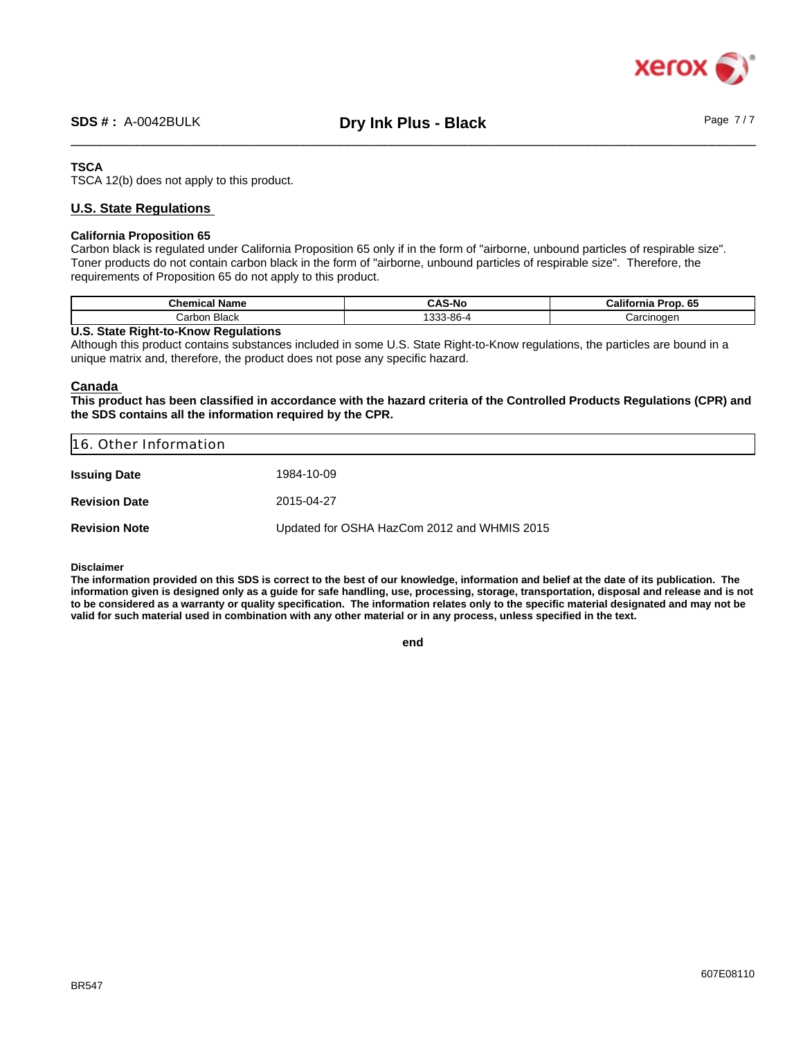### TSCA

TSCA 12(b) does not apply to this product.

## U.S. State Regulations

### California Proposition 65

Carbon black is regulated under California Proposition 65 only if in the form of "airborne, unbound particles of respirable size". Toner products do not contain carbon black in the form of "airborne, unbound particles of respirable size". Therefore, the requirements of Proposition 65 do not apply to this product.

| Chemical Name | CAS-No | California Prop. 65 |
|---|---|---|
| Carbon Black | 1333-86-4 | Carcinogen |

### U.S. State Right-to-Know Regulations

Although this product contains substances included in some U.S. State Right-to-Know regulations, the particles are bound in a unique matrix and, therefore, the product does not pose any specific hazard.

## Canada

**This product has been classified in accordance with the hazard criteria of the Controlled Products Regulations (CPR) and the SDS contains all the information required by the CPR.**

## 16. Other Information

**Issuing Date** 1984-10-09

**Revision Date** 2015-04-27

**Revision Note** Updated for OSHA HazCom 2012 and WHMIS 2015

### Disclaimer

**The information provided on this SDS is correct to the best of our knowledge, information and belief at the date of its publication. The information given is designed only as a guide for safe handling, use, processing, storage, transportation, disposal and release and is not to be considered as a warranty or quality specification. The information relates only to the specific material designated and may not be valid for such material used in combination with any other material or in any process, unless specified in the text.**

**end**

BR547

607E08110